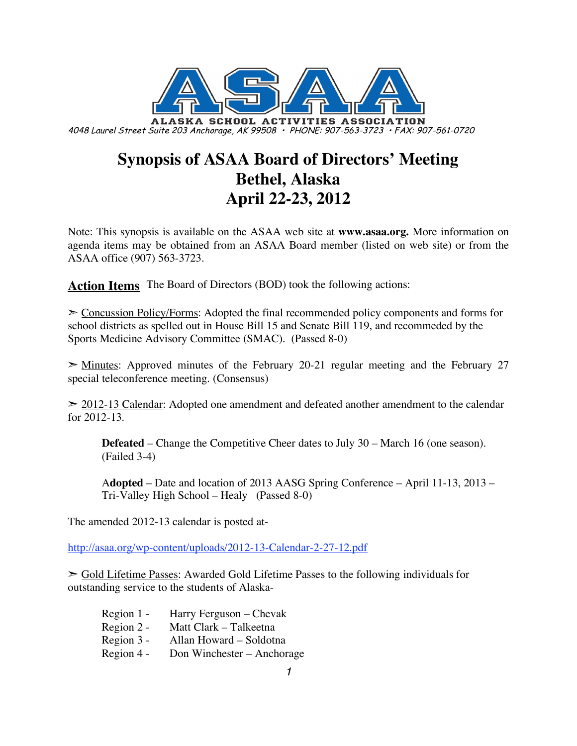# ASAA

ALASKA SCHOOL ACTIVITIES ASSOCIATION

*4048 Laurel Street Suite 203 Anchorage, AK 99508 • PHONE: 907-563-3723 • FAX: 907-561-0720*

# Synopsis of ASAA Board of Directors' Meeting
# Bethel, Alaska
# April 22-23, 2012

Note: This synopsis is available on the ASAA web site at **www.asaa.org.** More information on agenda items may be obtained from an ASAA Board member (listed on web site) or from the ASAA office (907) 563-3723.

**Action Items** The Board of Directors (BOD) took the following actions:

➢ Concussion Policy/Forms: Adopted the final recommended policy components and forms for school districts as spelled out in House Bill 15 and Senate Bill 119, and recommeded by the Sports Medicine Advisory Committee (SMAC). (Passed 8-0)

➢ Minutes: Approved minutes of the February 20-21 regular meeting and the February 27 special teleconference meeting. (Consensus)

➢ 2012-13 Calendar: Adopted one amendment and defeated another amendment to the calendar for 2012-13.

> **Defeated** – Change the Competitive Cheer dates to July 30 – March 16 (one season). (Failed 3-4)
>
> A**dopted** – Date and location of 2013 AASG Spring Conference – April 11-13, 2013 – Tri-Valley High School – Healy (Passed 8-0)

The amended 2012-13 calendar is posted at-

http://asaa.org/wp-content/uploads/2012-13-Calendar-2-27-12.pdf

➢ Gold Lifetime Passes: Awarded Gold Lifetime Passes to the following individuals for outstanding service to the students of Alaska-

- Region 1 - Harry Ferguson – Chevak
- Region 2 - Matt Clark – Talkeetna
- Region 3 - Allan Howard – Soldotna
- Region 4 - Don Winchester – Anchorage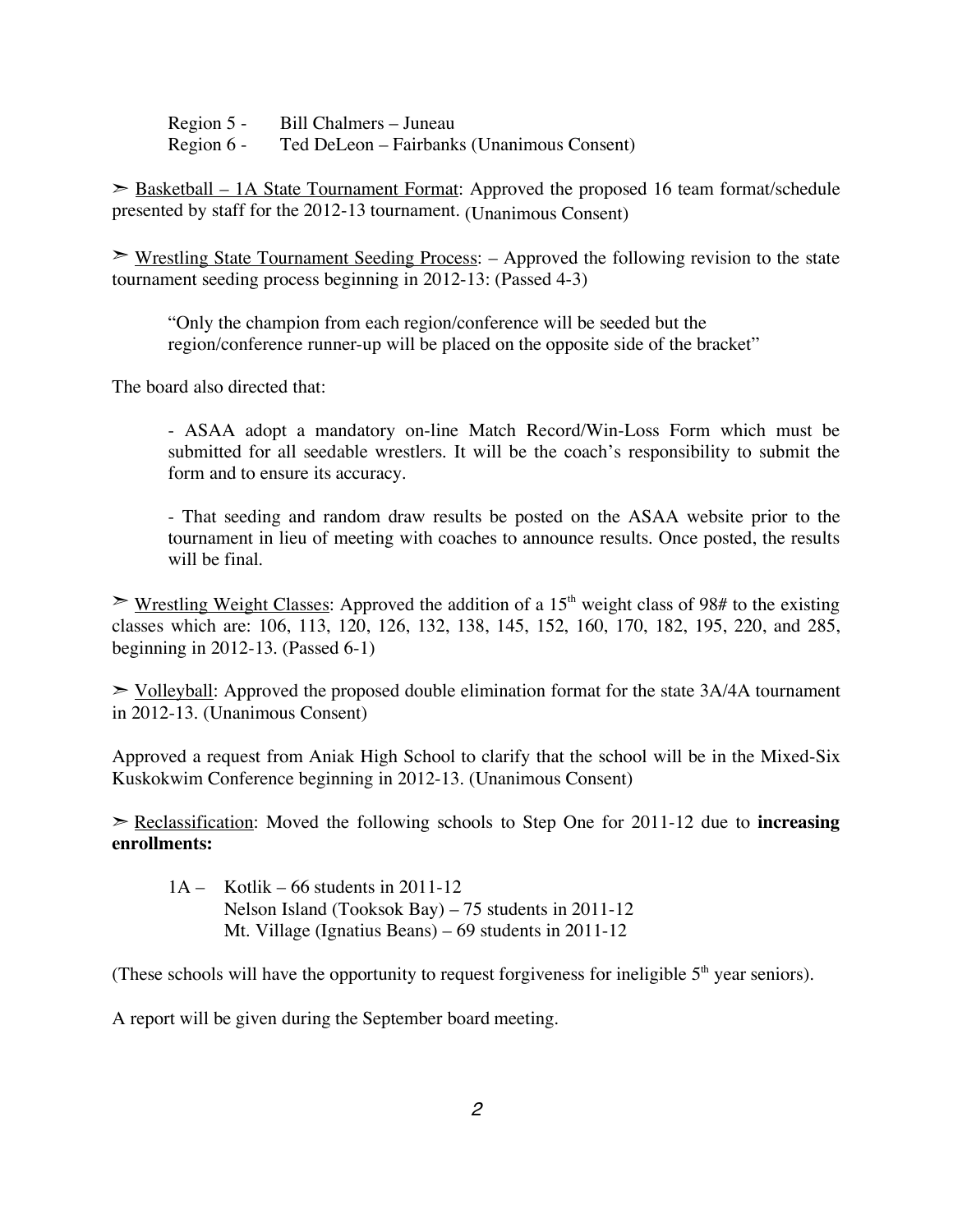Region 5 - Bill Chalmers – Juneau
Region 6 - Ted DeLeon – Fairbanks (Unanimous Consent)

➢ <u>Basketball – 1A State Tournament Format</u>: Approved the proposed 16 team format/schedule presented by staff for the 2012-13 tournament. (Unanimous Consent)

➢ <u>Wrestling State Tournament Seeding Process</u>: – Approved the following revision to the state tournament seeding process beginning in 2012-13: (Passed 4-3)

> "Only the champion from each region/conference will be seeded but the region/conference runner-up will be placed on the opposite side of the bracket"

The board also directed that:

> - ASAA adopt a mandatory on-line Match Record/Win-Loss Form which must be submitted for all seedable wrestlers. It will be the coach's responsibility to submit the form and to ensure its accuracy.
>
> - That seeding and random draw results be posted on the ASAA website prior to the tournament in lieu of meeting with coaches to announce results. Once posted, the results will be final.

➢ <u>Wrestling Weight Classes</u>: Approved the addition of a 15th weight class of 98# to the existing classes which are: 106, 113, 120, 126, 132, 138, 145, 152, 160, 170, 182, 195, 220, and 285, beginning in 2012-13. (Passed 6-1)

➢ <u>Volleyball</u>: Approved the proposed double elimination format for the state 3A/4A tournament in 2012-13. (Unanimous Consent)

Approved a request from Aniak High School to clarify that the school will be in the Mixed-Six Kuskokwim Conference beginning in 2012-13. (Unanimous Consent)

➢ <u>Reclassification</u>: Moved the following schools to Step One for 2011-12 due to **increasing enrollments:**

1A – Kotlik – 66 students in 2011-12
Nelson Island (Tooksok Bay) – 75 students in 2011-12
Mt. Village (Ignatius Beans) – 69 students in 2011-12

(These schools will have the opportunity to request forgiveness for ineligible 5th year seniors).

A report will be given during the September board meeting.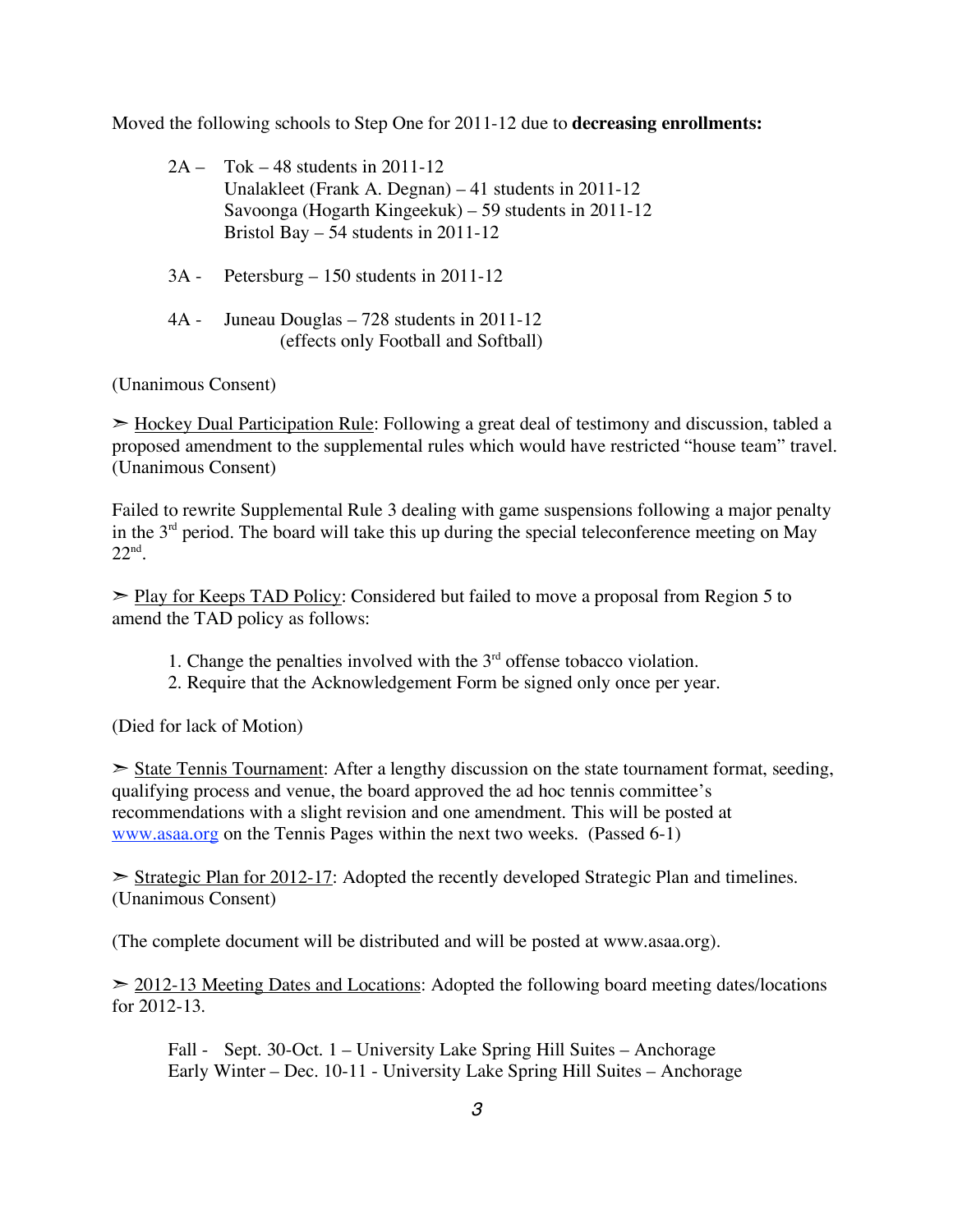Moved the following schools to Step One for 2011-12 due to **decreasing enrollments:**

2A – Tok – 48 students in 2011-12
Unalakleet (Frank A. Degnan) – 41 students in 2011-12
Savoonga (Hogarth Kingeekuk) – 59 students in 2011-12
Bristol Bay – 54 students in 2011-12

3A - Petersburg – 150 students in 2011-12

4A - Juneau Douglas – 728 students in 2011-12
(effects only Football and Softball)

(Unanimous Consent)

➢ Hockey Dual Participation Rule: Following a great deal of testimony and discussion, tabled a proposed amendment to the supplemental rules which would have restricted "house team" travel. (Unanimous Consent)

Failed to rewrite Supplemental Rule 3 dealing with game suspensions following a major penalty in the 3rd period. The board will take this up during the special teleconference meeting on May 22nd.

➢ Play for Keeps TAD Policy: Considered but failed to move a proposal from Region 5 to amend the TAD policy as follows:

1. Change the penalties involved with the 3rd offense tobacco violation.
2. Require that the Acknowledgement Form be signed only once per year.

(Died for lack of Motion)

➢ State Tennis Tournament: After a lengthy discussion on the state tournament format, seeding, qualifying process and venue, the board approved the ad hoc tennis committee's recommendations with a slight revision and one amendment. This will be posted at www.asaa.org on the Tennis Pages within the next two weeks. (Passed 6-1)

➢ Strategic Plan for 2012-17: Adopted the recently developed Strategic Plan and timelines. (Unanimous Consent)

(The complete document will be distributed and will be posted at www.asaa.org).

➢ 2012-13 Meeting Dates and Locations: Adopted the following board meeting dates/locations for 2012-13.

Fall - Sept. 30-Oct. 1 – University Lake Spring Hill Suites – Anchorage
Early Winter – Dec. 10-11 - University Lake Spring Hill Suites – Anchorage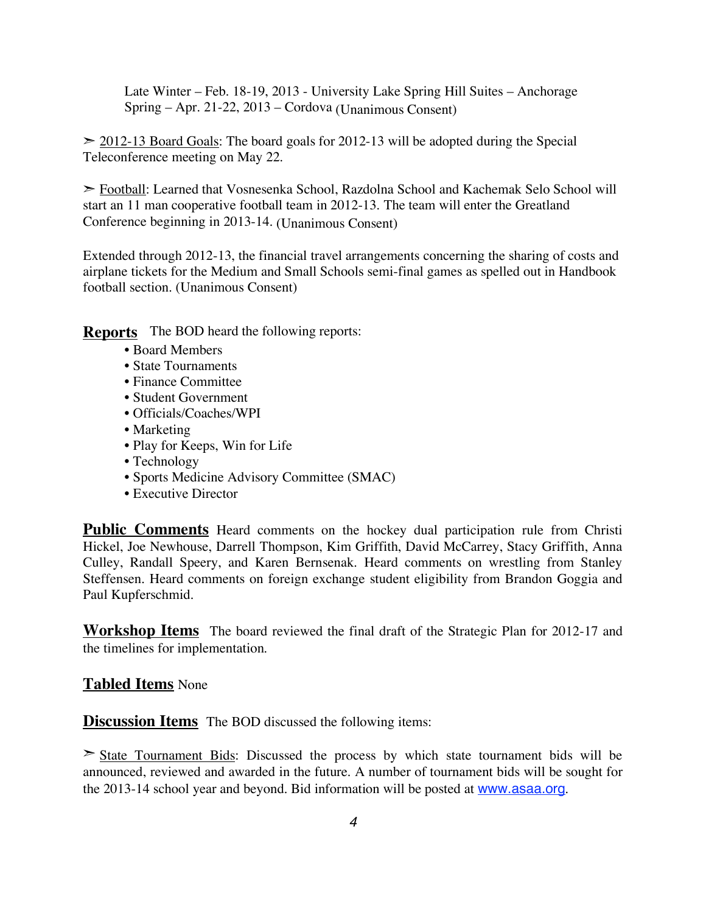Late Winter – Feb. 18-19, 2013 - University Lake Spring Hill Suites – Anchorage
Spring – Apr. 21-22, 2013 – Cordova (Unanimous Consent)

➣ 2012-13 Board Goals: The board goals for 2012-13 will be adopted during the Special Teleconference meeting on May 22.

➣ Football: Learned that Vosnesenka School, Razdolna School and Kachemak Selo School will start an 11 man cooperative football team in 2012-13. The team will enter the Greatland Conference beginning in 2013-14. (Unanimous Consent)

Extended through 2012-13, the financial travel arrangements concerning the sharing of costs and airplane tickets for the Medium and Small Schools semi-final games as spelled out in Handbook football section. (Unanimous Consent)

**Reports** The BOD heard the following reports:

- Board Members
- State Tournaments
- Finance Committee
- Student Government
- Officials/Coaches/WPI
- Marketing
- Play for Keeps, Win for Life
- Technology
- Sports Medicine Advisory Committee (SMAC)
- Executive Director

**Public Comments** Heard comments on the hockey dual participation rule from Christi Hickel, Joe Newhouse, Darrell Thompson, Kim Griffith, David McCarrey, Stacy Griffith, Anna Culley, Randall Speery, and Karen Bernsenak. Heard comments on wrestling from Stanley Steffensen. Heard comments on foreign exchange student eligibility from Brandon Goggia and Paul Kupferschmid.

**Workshop Items** The board reviewed the final draft of the Strategic Plan for 2012-17 and the timelines for implementation.

**Tabled Items** None

**Discussion Items** The BOD discussed the following items:

➣ State Tournament Bids: Discussed the process by which state tournament bids will be announced, reviewed and awarded in the future. A number of tournament bids will be sought for the 2013-14 school year and beyond. Bid information will be posted at www.asaa.org.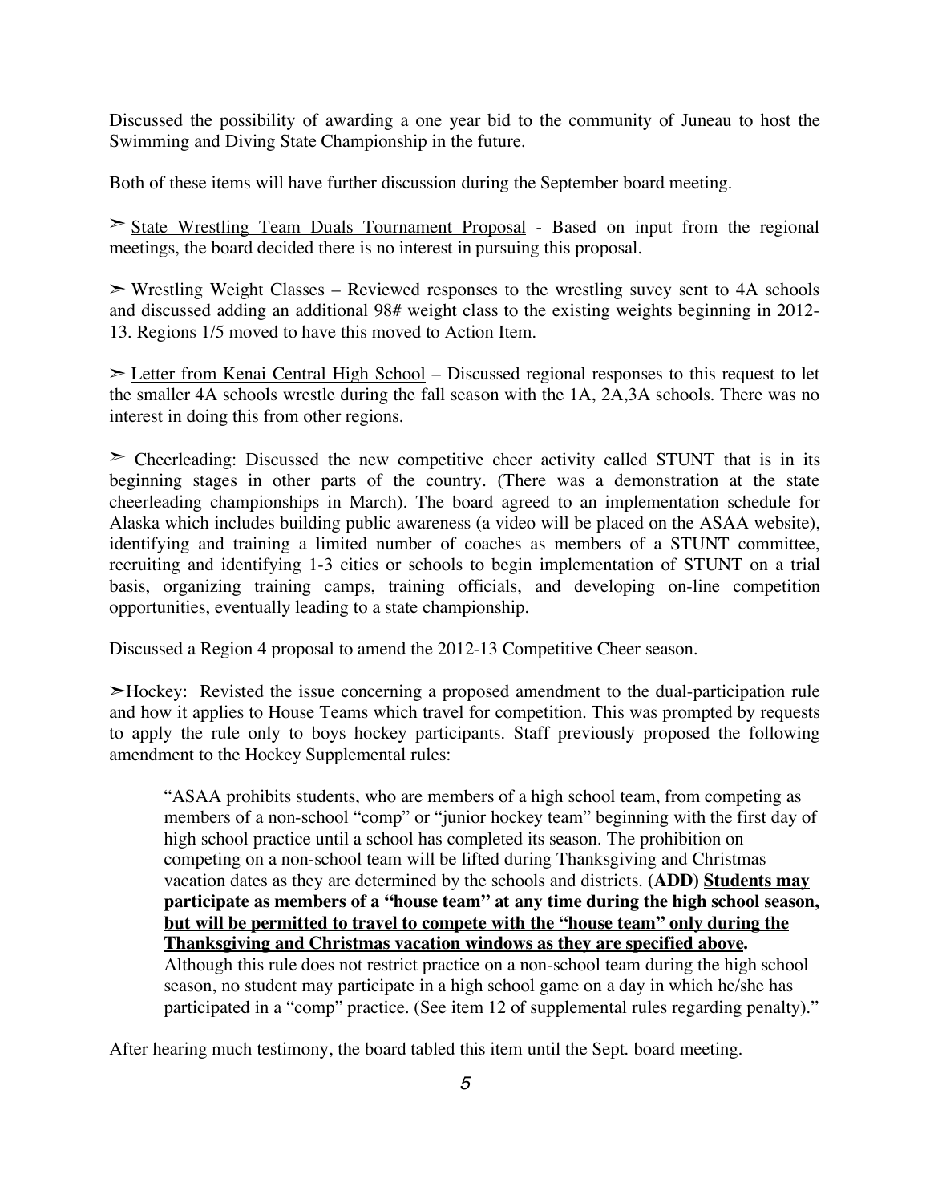Discussed the possibility of awarding a one year bid to the community of Juneau to host the Swimming and Diving State Championship in the future.

Both of these items will have further discussion during the September board meeting.

➢ <u>State Wrestling Team Duals Tournament Proposal</u> - Based on input from the regional meetings, the board decided there is no interest in pursuing this proposal.

➢ <u>Wrestling Weight Classes</u> – Reviewed responses to the wrestling suvey sent to 4A schools and discussed adding an additional 98# weight class to the existing weights beginning in 2012-13. Regions 1/5 moved to have this moved to Action Item.

➢ <u>Letter from Kenai Central High School</u> – Discussed regional responses to this request to let the smaller 4A schools wrestle during the fall season with the 1A, 2A,3A schools. There was no interest in doing this from other regions.

➢ <u>Cheerleading</u>: Discussed the new competitive cheer activity called STUNT that is in its beginning stages in other parts of the country. (There was a demonstration at the state cheerleading championships in March). The board agreed to an implementation schedule for Alaska which includes building public awareness (a video will be placed on the ASAA website), identifying and training a limited number of coaches as members of a STUNT committee, recruiting and identifying 1-3 cities or schools to begin implementation of STUNT on a trial basis, organizing training camps, training officials, and developing on-line competition opportunities, eventually leading to a state championship.

Discussed a Region 4 proposal to amend the 2012-13 Competitive Cheer season.

➢<u>Hockey</u>: Revisted the issue concerning a proposed amendment to the dual-participation rule and how it applies to House Teams which travel for competition. This was prompted by requests to apply the rule only to boys hockey participants. Staff previously proposed the following amendment to the Hockey Supplemental rules:

> "ASAA prohibits students, who are members of a high school team, from competing as members of a non-school "comp" or "junior hockey team" beginning with the first day of high school practice until a school has completed its season. The prohibition on competing on a non-school team will be lifted during Thanksgiving and Christmas vacation dates as they are determined by the schools and districts. **(ADD) <u>Students may participate as members of a "house team" at any time during the high school season, but will be permitted to travel to compete with the "house team" only during the Thanksgiving and Christmas vacation windows as they are specified above</u>.** Although this rule does not restrict practice on a non-school team during the high school season, no student may participate in a high school game on a day in which he/she has participated in a "comp" practice. (See item 12 of supplemental rules regarding penalty)."

After hearing much testimony, the board tabled this item until the Sept. board meeting.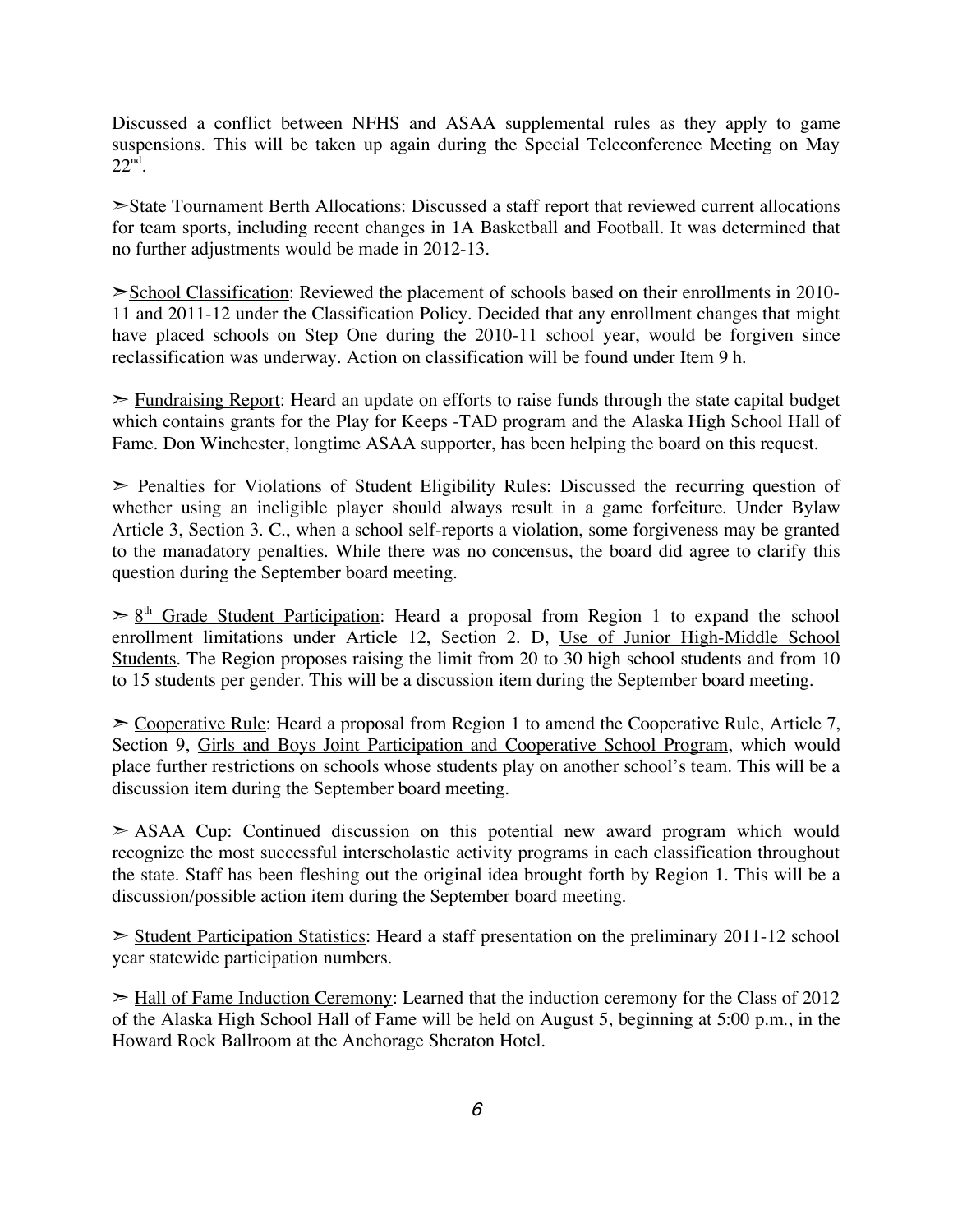Discussed a conflict between NFHS and ASAA supplemental rules as they apply to game suspensions. This will be taken up again during the Special Teleconference Meeting on May 22nd.

➣<u>State Tournament Berth Allocations</u>: Discussed a staff report that reviewed current allocations for team sports, including recent changes in 1A Basketball and Football. It was determined that no further adjustments would be made in 2012-13.

➣<u>School Classification</u>: Reviewed the placement of schools based on their enrollments in 2010-11 and 2011-12 under the Classification Policy. Decided that any enrollment changes that might have placed schools on Step One during the 2010-11 school year, would be forgiven since reclassification was underway. Action on classification will be found under Item 9 h.

➣ <u>Fundraising Report</u>: Heard an update on efforts to raise funds through the state capital budget which contains grants for the Play for Keeps -TAD program and the Alaska High School Hall of Fame. Don Winchester, longtime ASAA supporter, has been helping the board on this request.

➣ <u>Penalties for Violations of Student Eligibility Rules</u>: Discussed the recurring question of whether using an ineligible player should always result in a game forfeiture. Under Bylaw Article 3, Section 3. C., when a school self-reports a violation, some forgiveness may be granted to the manadatory penalties. While there was no concensus, the board did agree to clarify this question during the September board meeting.

➣ <u>8th Grade Student Participation</u>: Heard a proposal from Region 1 to expand the school enrollment limitations under Article 12, Section 2. D, <u>Use of Junior High-Middle School Students</u>. The Region proposes raising the limit from 20 to 30 high school students and from 10 to 15 students per gender. This will be a discussion item during the September board meeting.

➣ <u>Cooperative Rule</u>: Heard a proposal from Region 1 to amend the Cooperative Rule, Article 7, Section 9, <u>Girls and Boys Joint Participation and Cooperative School Program</u>, which would place further restrictions on schools whose students play on another school's team. This will be a discussion item during the September board meeting.

➣ <u>ASAA Cup</u>: Continued discussion on this potential new award program which would recognize the most successful interscholastic activity programs in each classification throughout the state. Staff has been fleshing out the original idea brought forth by Region 1. This will be a discussion/possible action item during the September board meeting.

➣ <u>Student Participation Statistics</u>: Heard a staff presentation on the preliminary 2011-12 school year statewide participation numbers.

➣ <u>Hall of Fame Induction Ceremony</u>: Learned that the induction ceremony for the Class of 2012 of the Alaska High School Hall of Fame will be held on August 5, beginning at 5:00 p.m., in the Howard Rock Ballroom at the Anchorage Sheraton Hotel.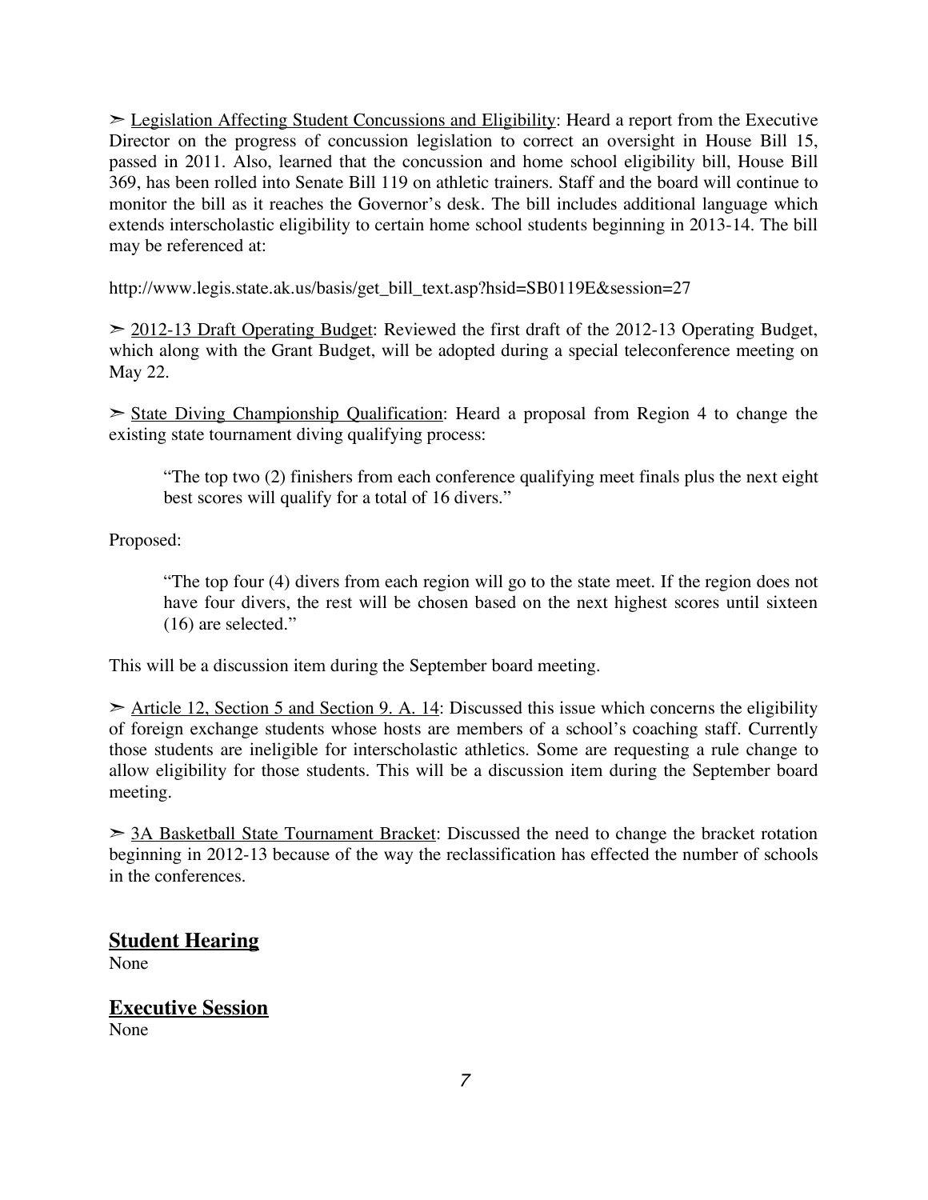➢ <u>Legislation Affecting Student Concussions and Eligibility</u>: Heard a report from the Executive Director on the progress of concussion legislation to correct an oversight in House Bill 15, passed in 2011. Also, learned that the concussion and home school eligibility bill, House Bill 369, has been rolled into Senate Bill 119 on athletic trainers. Staff and the board will continue to monitor the bill as it reaches the Governor's desk. The bill includes additional language which extends interscholastic eligibility to certain home school students beginning in 2013-14. The bill may be referenced at:

http://www.legis.state.ak.us/basis/get_bill_text.asp?hsid=SB0119E&session=27

➢ <u>2012-13 Draft Operating Budget</u>: Reviewed the first draft of the 2012-13 Operating Budget, which along with the Grant Budget, will be adopted during a special teleconference meeting on May 22.

➢ <u>State Diving Championship Qualification</u>: Heard a proposal from Region 4 to change the existing state tournament diving qualifying process:

> "The top two (2) finishers from each conference qualifying meet finals plus the next eight best scores will qualify for a total of 16 divers."

Proposed:

> "The top four (4) divers from each region will go to the state meet. If the region does not have four divers, the rest will be chosen based on the next highest scores until sixteen (16) are selected."

This will be a discussion item during the September board meeting.

➢ <u>Article 12, Section 5 and Section 9. A. 14</u>: Discussed this issue which concerns the eligibility of foreign exchange students whose hosts are members of a school's coaching staff. Currently those students are ineligible for interscholastic athletics. Some are requesting a rule change to allow eligibility for those students. This will be a discussion item during the September board meeting.

➢ <u>3A Basketball State Tournament Bracket</u>: Discussed the need to change the bracket rotation beginning in 2012-13 because of the way the reclassification has effected the number of schools in the conferences.

## Student Hearing

None

## Executive Session

None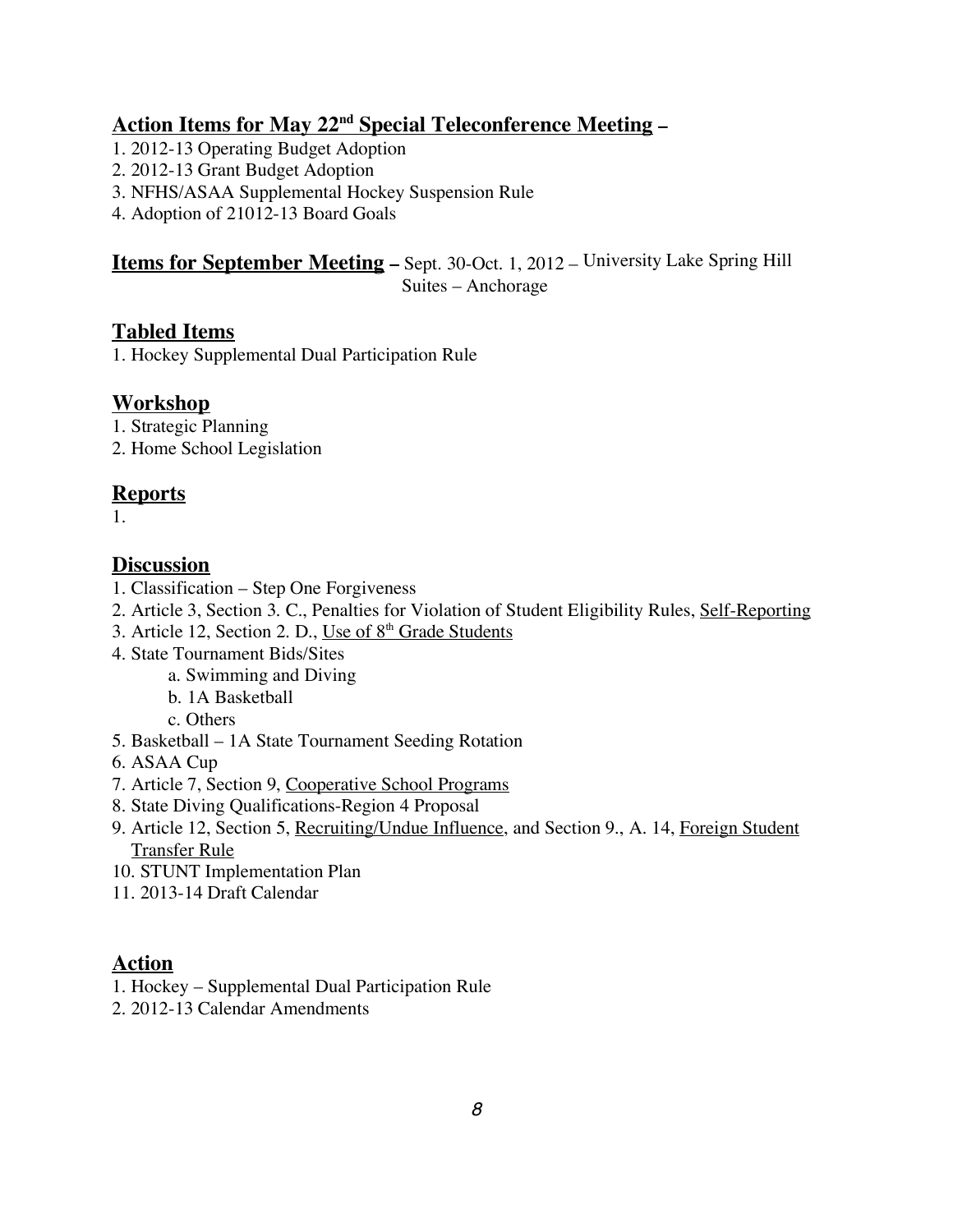## Action Items for May 22nd Special Teleconference Meeting –

1. 2012-13 Operating Budget Adoption
2. 2012-13 Grant Budget Adoption
3. NFHS/ASAA Supplemental Hockey Suspension Rule
4. Adoption of 21012-13 Board Goals

## Items for September Meeting – Sept. 30-Oct. 1, 2012 – University Lake Spring Hill Suites – Anchorage

## Tabled Items

1. Hockey Supplemental Dual Participation Rule

## Workshop

1. Strategic Planning
2. Home School Legislation

## Reports

1.

## Discussion

1. Classification – Step One Forgiveness
2. Article 3, Section 3. C., Penalties for Violation of Student Eligibility Rules, Self-Reporting
3. Article 12, Section 2. D., Use of 8th Grade Students
4. State Tournament Bids/Sites
   a. Swimming and Diving
   b. 1A Basketball
   c. Others
5. Basketball – 1A State Tournament Seeding Rotation
6. ASAA Cup
7. Article 7, Section 9, Cooperative School Programs
8. State Diving Qualifications-Region 4 Proposal
9. Article 12, Section 5, Recruiting/Undue Influence, and Section 9., A. 14, Foreign Student Transfer Rule
10. STUNT Implementation Plan
11. 2013-14 Draft Calendar

## Action

1. Hockey – Supplemental Dual Participation Rule
2. 2012-13 Calendar Amendments